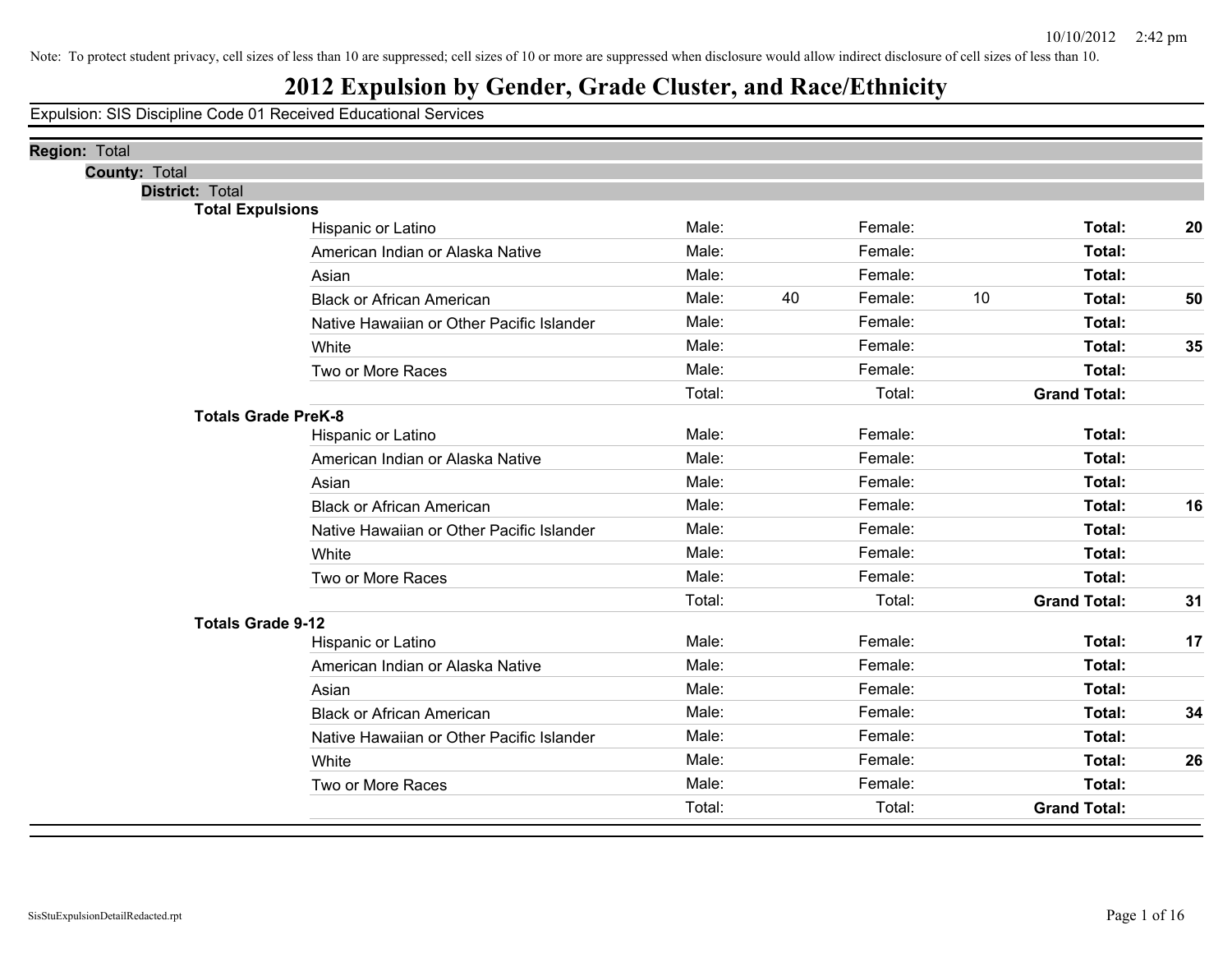Note: To protect student privacy, cell sizes of less than 10 are suppressed; cell sizes of 10 or more are suppressed when disclosure would allow indirect disclosure of cell sizes of less than 10.

# 2012 Expulsion by Gender, Grade Cluster, and Race/Ethnicity

Expulsion: SIS Discipline Code 01 Received Educational Services

**Region:** Total

**County:** Total

**District:** Total

**Total Expulsions**

| Race/Ethnicity | | Male | | Female | | Total |
|---|---|---|---|---|---|---|
| Hispanic or Latino | Male: | | Female: | | **Total:** | **20** |
| American Indian or Alaska Native | Male: | | Female: | | **Total:** | |
| Asian | Male: | | Female: | | **Total:** | |
| Black or African American | Male: | 40 | Female: | 10 | **Total:** | **50** |
| Native Hawaiian or Other Pacific Islander | Male: | | Female: | | **Total:** | |
| White | Male: | | Female: | | **Total:** | **35** |
| Two or More Races | Male: | | Female: | | **Total:** | |
| | Total: | | Total: | | **Grand Total:** | |

**Totals Grade PreK-8**

| Race/Ethnicity | | Male | | Female | | Total |
|---|---|---|---|---|---|---|
| Hispanic or Latino | Male: | | Female: | | **Total:** | |
| American Indian or Alaska Native | Male: | | Female: | | **Total:** | |
| Asian | Male: | | Female: | | **Total:** | |
| Black or African American | Male: | | Female: | | **Total:** | **16** |
| Native Hawaiian or Other Pacific Islander | Male: | | Female: | | **Total:** | |
| White | Male: | | Female: | | **Total:** | |
| Two or More Races | Male: | | Female: | | **Total:** | |
| | Total: | | Total: | | **Grand Total:** | **31** |

**Totals Grade 9-12**

| Race/Ethnicity | | Male | | Female | | Total |
|---|---|---|---|---|---|---|
| Hispanic or Latino | Male: | | Female: | | **Total:** | **17** |
| American Indian or Alaska Native | Male: | | Female: | | **Total:** | |
| Asian | Male: | | Female: | | **Total:** | |
| Black or African American | Male: | | Female: | | **Total:** | **34** |
| Native Hawaiian or Other Pacific Islander | Male: | | Female: | | **Total:** | |
| White | Male: | | Female: | | **Total:** | **26** |
| Two or More Races | Male: | | Female: | | **Total:** | |
| | Total: | | Total: | | **Grand Total:** | |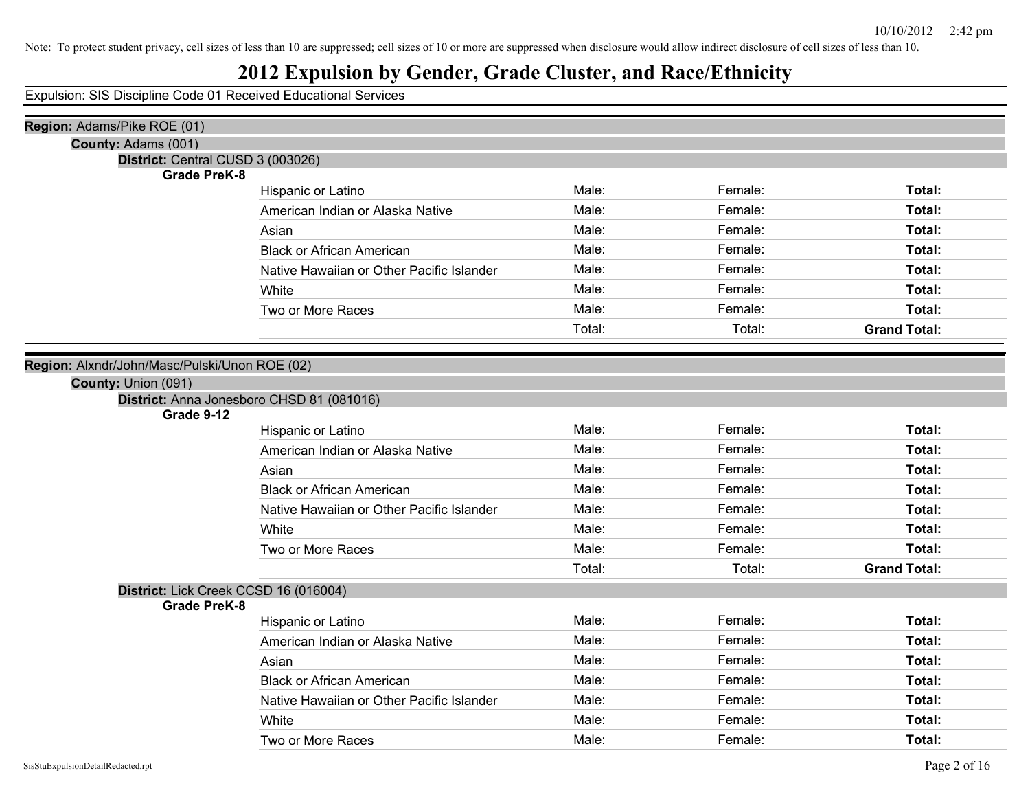Note: To protect student privacy, cell sizes of less than 10 are suppressed; cell sizes of 10 or more are suppressed when disclosure would allow indirect disclosure of cell sizes of less than 10.

# 2012 Expulsion by Gender, Grade Cluster, and Race/Ethnicity

Expulsion: SIS Discipline Code 01 Received Educational Services

**Region:** Adams/Pike ROE (01)

**County:** Adams (001)

**District:** Central CUSD 3 (003026)

**Grade PreK-8**

| | | | |
|---|---|---|---|
| Hispanic or Latino | Male: | Female: | **Total:** |
| American Indian or Alaska Native | Male: | Female: | **Total:** |
| Asian | Male: | Female: | **Total:** |
| Black or African American | Male: | Female: | **Total:** |
| Native Hawaiian or Other Pacific Islander | Male: | Female: | **Total:** |
| White | Male: | Female: | **Total:** |
| Two or More Races | Male: | Female: | **Total:** |
| | Total: | Total: | **Grand Total:** |

**Region:** Alxndr/John/Masc/Pulski/Unon ROE (02)

**County:** Union (091)

**District:** Anna Jonesboro CHSD 81 (081016)

**Grade 9-12**

| | | | |
|---|---|---|---|
| Hispanic or Latino | Male: | Female: | **Total:** |
| American Indian or Alaska Native | Male: | Female: | **Total:** |
| Asian | Male: | Female: | **Total:** |
| Black or African American | Male: | Female: | **Total:** |
| Native Hawaiian or Other Pacific Islander | Male: | Female: | **Total:** |
| White | Male: | Female: | **Total:** |
| Two or More Races | Male: | Female: | **Total:** |
| | Total: | Total: | **Grand Total:** |

**District:** Lick Creek CCSD 16 (016004)

**Grade PreK-8**

| | | | |
|---|---|---|---|
| Hispanic or Latino | Male: | Female: | **Total:** |
| American Indian or Alaska Native | Male: | Female: | **Total:** |
| Asian | Male: | Female: | **Total:** |
| Black or African American | Male: | Female: | **Total:** |
| Native Hawaiian or Other Pacific Islander | Male: | Female: | **Total:** |
| White | Male: | Female: | **Total:** |
| Two or More Races | Male: | Female: | **Total:** |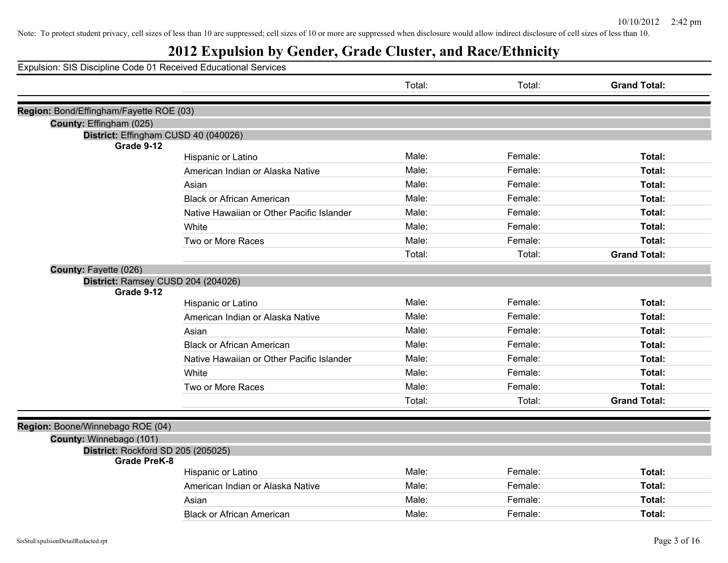Note: To protect student privacy, cell sizes of less than 10 are suppressed; cell sizes of 10 or more are suppressed when disclosure would allow indirect disclosure of cell sizes of less than 10.

# 2012 Expulsion by Gender, Grade Cluster, and Race/Ethnicity

Expulsion: SIS Discipline Code 01 Received Educational Services

| | | Total: | Total: | **Grand Total:** |
|---|---|---|---|---|

**Region:** Bond/Effingham/Fayette ROE (03)

**County:** Effingham (025)

**District:** Effingham CUSD 40 (040026)

**Grade 9-12**

| | Male: | Female: | Total: |
|---|---|---|---|
| Hispanic or Latino | Male: | Female: | **Total:** |
| American Indian or Alaska Native | Male: | Female: | **Total:** |
| Asian | Male: | Female: | **Total:** |
| Black or African American | Male: | Female: | **Total:** |
| Native Hawaiian or Other Pacific Islander | Male: | Female: | **Total:** |
| White | Male: | Female: | **Total:** |
| Two or More Races | Male: | Female: | **Total:** |
| | Total: | Total: | **Grand Total:** |

**County:** Fayette (026)

**District:** Ramsey CUSD 204 (204026)

**Grade 9-12**

| | Male: | Female: | Total: |
|---|---|---|---|
| Hispanic or Latino | Male: | Female: | **Total:** |
| American Indian or Alaska Native | Male: | Female: | **Total:** |
| Asian | Male: | Female: | **Total:** |
| Black or African American | Male: | Female: | **Total:** |
| Native Hawaiian or Other Pacific Islander | Male: | Female: | **Total:** |
| White | Male: | Female: | **Total:** |
| Two or More Races | Male: | Female: | **Total:** |
| | Total: | Total: | **Grand Total:** |

**Region:** Boone/Winnebago ROE (04)

**County:** Winnebago (101)

**District:** Rockford SD 205 (205025)

**Grade PreK-8**

| | Male: | Female: | Total: |
|---|---|---|---|
| Hispanic or Latino | Male: | Female: | **Total:** |
| American Indian or Alaska Native | Male: | Female: | **Total:** |
| Asian | Male: | Female: | **Total:** |
| Black or African American | Male: | Female: | **Total:** |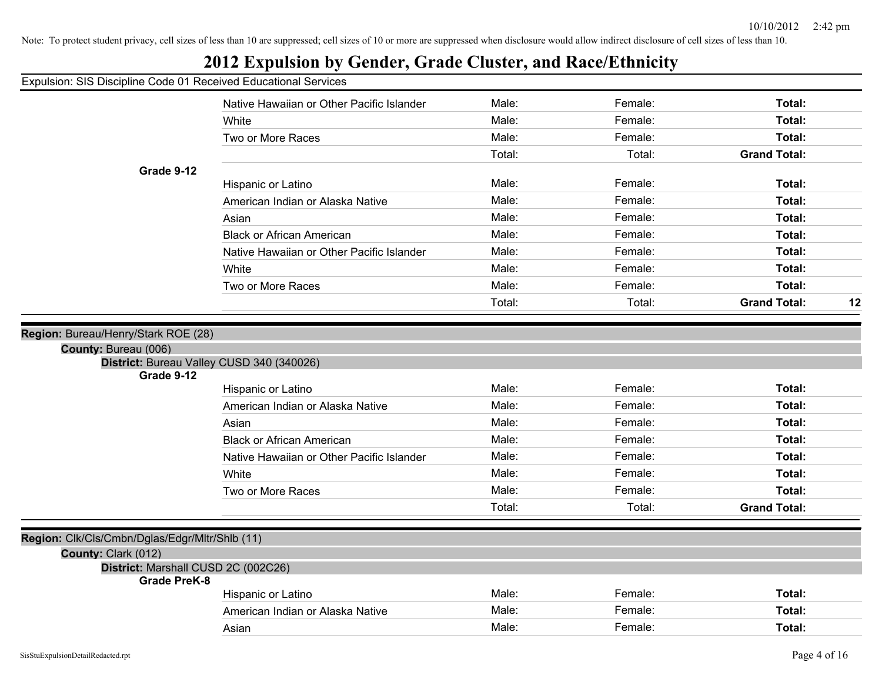Note: To protect student privacy, cell sizes of less than 10 are suppressed; cell sizes of 10 or more are suppressed when disclosure would allow indirect disclosure of cell sizes of less than 10.

# 2012 Expulsion by Gender, Grade Cluster, and Race/Ethnicity

Expulsion: SIS Discipline Code 01 Received Educational Services

| | Race/Ethnicity | Male | Female | Total |
|---|---|---|---|---|
| | Native Hawaiian or Other Pacific Islander | Male: | Female: | **Total:** |
| | White | Male: | Female: | **Total:** |
| | Two or More Races | Male: | Female: | **Total:** |
| | | Total: | Total: | **Grand Total:** |
| **Grade 9-12** | | | | |
| | Hispanic or Latino | Male: | Female: | **Total:** |
| | American Indian or Alaska Native | Male: | Female: | **Total:** |
| | Asian | Male: | Female: | **Total:** |
| | Black or African American | Male: | Female: | **Total:** |
| | Native Hawaiian or Other Pacific Islander | Male: | Female: | **Total:** |
| | White | Male: | Female: | **Total:** |
| | Two or More Races | Male: | Female: | **Total:** |
| | | Total: | Total: | **Grand Total:** 12 |

**Region:** Bureau/Henry/Stark ROE (28)

**County:** Bureau (006)

**District:** Bureau Valley CUSD 340 (340026)

| | Race/Ethnicity | Male | Female | Total |
|---|---|---|---|---|
| **Grade 9-12** | | | | |
| | Hispanic or Latino | Male: | Female: | **Total:** |
| | American Indian or Alaska Native | Male: | Female: | **Total:** |
| | Asian | Male: | Female: | **Total:** |
| | Black or African American | Male: | Female: | **Total:** |
| | Native Hawaiian or Other Pacific Islander | Male: | Female: | **Total:** |
| | White | Male: | Female: | **Total:** |
| | Two or More Races | Male: | Female: | **Total:** |
| | | Total: | Total: | **Grand Total:** |

**Region:** Clk/Cls/Cmbn/Dglas/Edgr/Mltr/Shlb (11)

**County:** Clark (012)

**District:** Marshall CUSD 2C (002C26)

| | Race/Ethnicity | Male | Female | Total |
|---|---|---|---|---|
| **Grade PreK-8** | | | | |
| | Hispanic or Latino | Male: | Female: | **Total:** |
| | American Indian or Alaska Native | Male: | Female: | **Total:** |
| | Asian | Male: | Female: | **Total:** |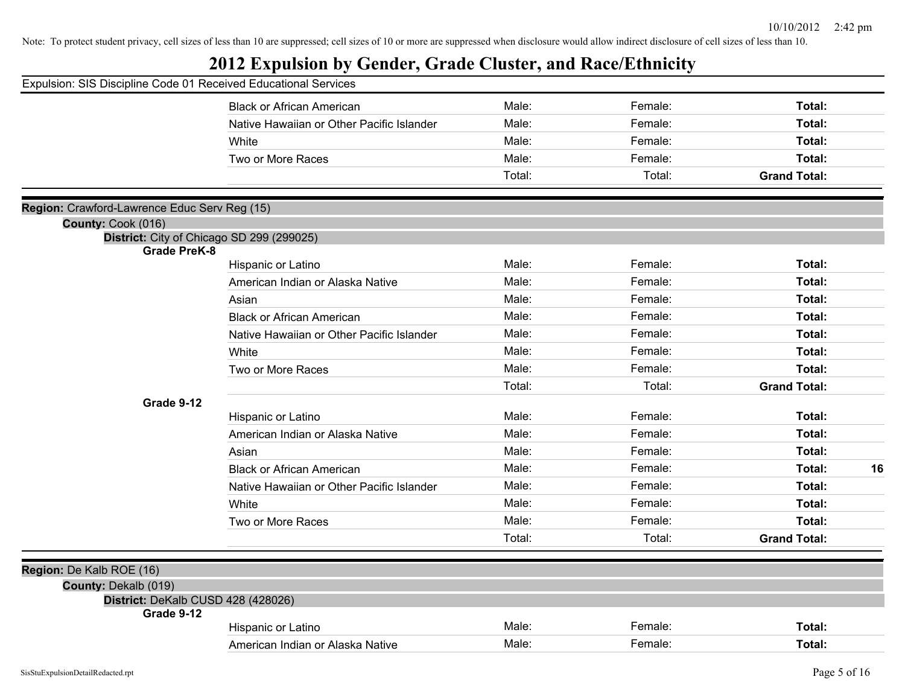Note: To protect student privacy, cell sizes of less than 10 are suppressed; cell sizes of 10 or more are suppressed when disclosure would allow indirect disclosure of cell sizes of less than 10.

# 2012 Expulsion by Gender, Grade Cluster, and Race/Ethnicity

Expulsion: SIS Discipline Code 01 Received Educational Services

| | Race/Ethnicity | Male | Female | Total | |
|---|---|---|---|---|---|
| | Black or African American | Male: | Female: | **Total:** | |
| | Native Hawaiian or Other Pacific Islander | Male: | Female: | **Total:** | |
| | White | Male: | Female: | **Total:** | |
| | Two or More Races | Male: | Female: | **Total:** | |
| | | Total: | Total: | **Grand Total:** | |

**Region:** Crawford-Lawrence Educ Serv Reg (15)

**County:** Cook (016)

**District:** City of Chicago SD 299 (299025)

| Grade | Race/Ethnicity | Male | Female | Total | |
|---|---|---|---|---|---|
| **Grade PreK-8** | Hispanic or Latino | Male: | Female: | **Total:** | |
| | American Indian or Alaska Native | Male: | Female: | **Total:** | |
| | Asian | Male: | Female: | **Total:** | |
| | Black or African American | Male: | Female: | **Total:** | |
| | Native Hawaiian or Other Pacific Islander | Male: | Female: | **Total:** | |
| | White | Male: | Female: | **Total:** | |
| | Two or More Races | Male: | Female: | **Total:** | |
| | | Total: | Total: | **Grand Total:** | |
| **Grade 9-12** | Hispanic or Latino | Male: | Female: | **Total:** | |
| | American Indian or Alaska Native | Male: | Female: | **Total:** | |
| | Asian | Male: | Female: | **Total:** | |
| | Black or African American | Male: | Female: | **Total:** | **16** |
| | Native Hawaiian or Other Pacific Islander | Male: | Female: | **Total:** | |
| | White | Male: | Female: | **Total:** | |
| | Two or More Races | Male: | Female: | **Total:** | |
| | | Total: | Total: | **Grand Total:** | |

**Region:** De Kalb ROE (16)

**County:** Dekalb (019)

**District:** DeKalb CUSD 428 (428026)

| Grade | Race/Ethnicity | Male | Female | Total | |
|---|---|---|---|---|---|
| **Grade 9-12** | Hispanic or Latino | Male: | Female: | **Total:** | |
| | American Indian or Alaska Native | Male: | Female: | **Total:** | |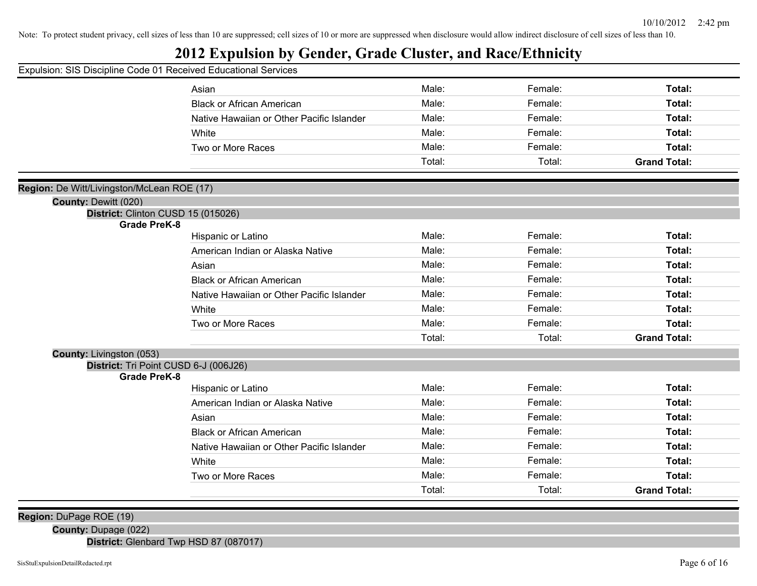Note: To protect student privacy, cell sizes of less than 10 are suppressed; cell sizes of 10 or more are suppressed when disclosure would allow indirect disclosure of cell sizes of less than 10.

# 2012 Expulsion by Gender, Grade Cluster, and Race/Ethnicity

Expulsion: SIS Discipline Code 01 Received Educational Services

| | | | | |
|---|---|---|---|---|
| | Asian | Male: | Female: | **Total:** |
| | Black or African American | Male: | Female: | **Total:** |
| | Native Hawaiian or Other Pacific Islander | Male: | Female: | **Total:** |
| | White | Male: | Female: | **Total:** |
| | Two or More Races | Male: | Female: | **Total:** |
| | | Total: | Total: | **Grand Total:** |

**Region:** De Witt/Livingston/McLean ROE (17)

**County:** Dewitt (020)

**District:** Clinton CUSD 15 (015026)

| **Grade PreK-8** | | | | |
|---|---|---|---|---|
| | Hispanic or Latino | Male: | Female: | **Total:** |
| | American Indian or Alaska Native | Male: | Female: | **Total:** |
| | Asian | Male: | Female: | **Total:** |
| | Black or African American | Male: | Female: | **Total:** |
| | Native Hawaiian or Other Pacific Islander | Male: | Female: | **Total:** |
| | White | Male: | Female: | **Total:** |
| | Two or More Races | Male: | Female: | **Total:** |
| | | Total: | Total: | **Grand Total:** |

**County:** Livingston (053)

**District:** Tri Point CUSD 6-J (006J26)

| **Grade PreK-8** | | | | |
|---|---|---|---|---|
| | Hispanic or Latino | Male: | Female: | **Total:** |
| | American Indian or Alaska Native | Male: | Female: | **Total:** |
| | Asian | Male: | Female: | **Total:** |
| | Black or African American | Male: | Female: | **Total:** |
| | Native Hawaiian or Other Pacific Islander | Male: | Female: | **Total:** |
| | White | Male: | Female: | **Total:** |
| | Two or More Races | Male: | Female: | **Total:** |
| | | Total: | Total: | **Grand Total:** |

**Region:** DuPage ROE (19)

**County:** Dupage (022)

**District:** Glenbard Twp HSD 87 (087017)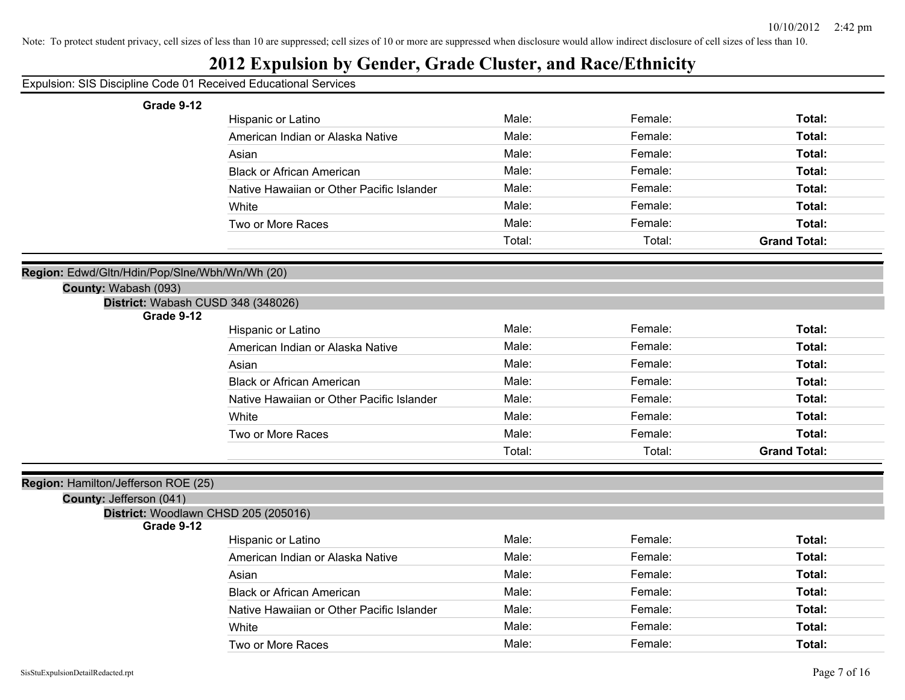Note: To protect student privacy, cell sizes of less than 10 are suppressed; cell sizes of 10 or more are suppressed when disclosure would allow indirect disclosure of cell sizes of less than 10.

# 2012 Expulsion by Gender, Grade Cluster, and Race/Ethnicity

Expulsion: SIS Discipline Code 01 Received Educational Services

**Grade 9-12**

| | Male | Female | Total |
|---|---|---|---|
| Hispanic or Latino | Male: | Female: | **Total:** |
| American Indian or Alaska Native | Male: | Female: | **Total:** |
| Asian | Male: | Female: | **Total:** |
| Black or African American | Male: | Female: | **Total:** |
| Native Hawaiian or Other Pacific Islander | Male: | Female: | **Total:** |
| White | Male: | Female: | **Total:** |
| Two or More Races | Male: | Female: | **Total:** |
| | Total: | Total: | **Grand Total:** |

**Region:** Edwd/Gltn/Hdin/Pop/Slne/Wbh/Wn/Wh (20)

**County:** Wabash (093)

**District:** Wabash CUSD 348 (348026)

**Grade 9-12**

| | Male | Female | Total |
|---|---|---|---|
| Hispanic or Latino | Male: | Female: | **Total:** |
| American Indian or Alaska Native | Male: | Female: | **Total:** |
| Asian | Male: | Female: | **Total:** |
| Black or African American | Male: | Female: | **Total:** |
| Native Hawaiian or Other Pacific Islander | Male: | Female: | **Total:** |
| White | Male: | Female: | **Total:** |
| Two or More Races | Male: | Female: | **Total:** |
| | Total: | Total: | **Grand Total:** |

**Region:** Hamilton/Jefferson ROE (25)

**County:** Jefferson (041)

**District:** Woodlawn CHSD 205 (205016)

**Grade 9-12**

| | Male | Female | Total |
|---|---|---|---|
| Hispanic or Latino | Male: | Female: | **Total:** |
| American Indian or Alaska Native | Male: | Female: | **Total:** |
| Asian | Male: | Female: | **Total:** |
| Black or African American | Male: | Female: | **Total:** |
| Native Hawaiian or Other Pacific Islander | Male: | Female: | **Total:** |
| White | Male: | Female: | **Total:** |
| Two or More Races | Male: | Female: | **Total:** |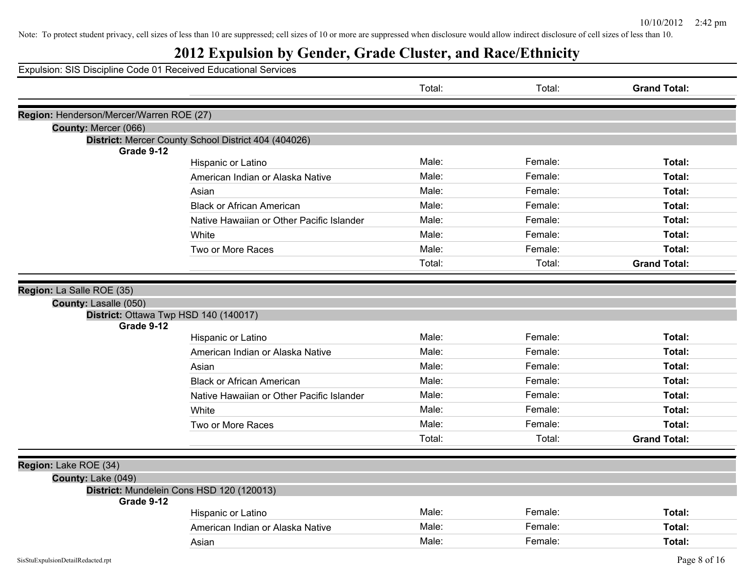Note: To protect student privacy, cell sizes of less than 10 are suppressed; cell sizes of 10 or more are suppressed when disclosure would allow indirect disclosure of cell sizes of less than 10.

# 2012 Expulsion by Gender, Grade Cluster, and Race/Ethnicity

Expulsion: SIS Discipline Code 01 Received Educational Services

| | | | | |
|---|---|---|---|---|
| | | Total: | Total: | **Grand Total:** |

**Region:** Henderson/Mercer/Warren ROE (27)

**County:** Mercer (066)

**District:** Mercer County School District 404 (404026)

| Grade 9-12 | | | | |
|---|---|---|---|---|
| | Hispanic or Latino | Male: | Female: | **Total:** |
| | American Indian or Alaska Native | Male: | Female: | **Total:** |
| | Asian | Male: | Female: | **Total:** |
| | Black or African American | Male: | Female: | **Total:** |
| | Native Hawaiian or Other Pacific Islander | Male: | Female: | **Total:** |
| | White | Male: | Female: | **Total:** |
| | Two or More Races | Male: | Female: | **Total:** |
| | | Total: | Total: | **Grand Total:** |

**Region:** La Salle ROE (35)

**County:** Lasalle (050)

**District:** Ottawa Twp HSD 140 (140017)

| Grade 9-12 | | | | |
|---|---|---|---|---|
| | Hispanic or Latino | Male: | Female: | **Total:** |
| | American Indian or Alaska Native | Male: | Female: | **Total:** |
| | Asian | Male: | Female: | **Total:** |
| | Black or African American | Male: | Female: | **Total:** |
| | Native Hawaiian or Other Pacific Islander | Male: | Female: | **Total:** |
| | White | Male: | Female: | **Total:** |
| | Two or More Races | Male: | Female: | **Total:** |
| | | Total: | Total: | **Grand Total:** |

**Region:** Lake ROE (34)

**County:** Lake (049)

**District:** Mundelein Cons HSD 120 (120013)

| Grade 9-12 | | | | |
|---|---|---|---|---|
| | Hispanic or Latino | Male: | Female: | **Total:** |
| | American Indian or Alaska Native | Male: | Female: | **Total:** |
| | Asian | Male: | Female: | **Total:** |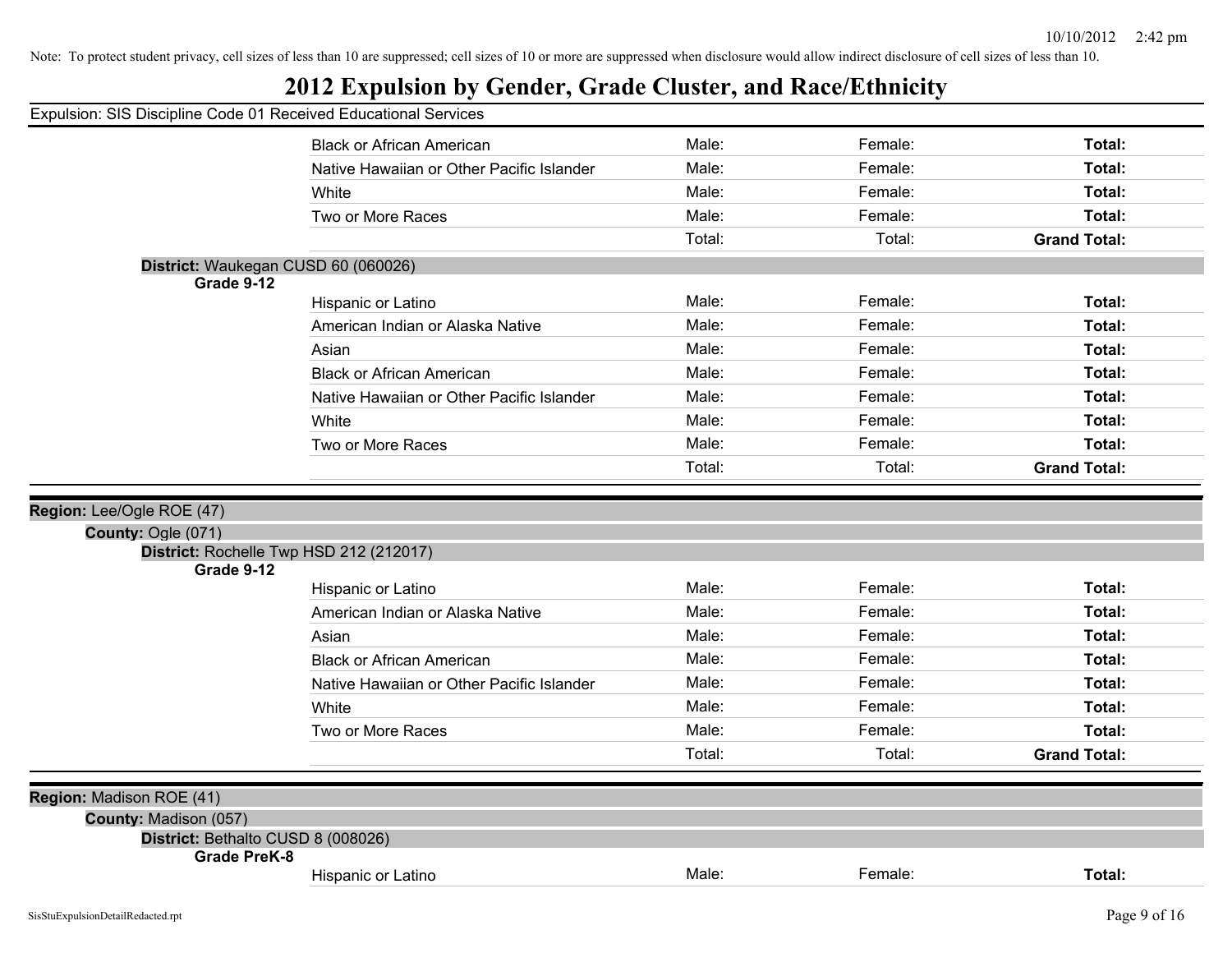Note: To protect student privacy, cell sizes of less than 10 are suppressed; cell sizes of 10 or more are suppressed when disclosure would allow indirect disclosure of cell sizes of less than 10.

# 2012 Expulsion by Gender, Grade Cluster, and Race/Ethnicity

Expulsion: SIS Discipline Code 01 Received Educational Services

| | | | |
|---|---|---|---|
| Black or African American | Male: | Female: | **Total:** |
| Native Hawaiian or Other Pacific Islander | Male: | Female: | **Total:** |
| White | Male: | Female: | **Total:** |
| Two or More Races | Male: | Female: | **Total:** |
| | Total: | Total: | **Grand Total:** |

**District:** Waukegan CUSD 60 (060026)

**Grade 9-12**

| | | | |
|---|---|---|---|
| Hispanic or Latino | Male: | Female: | **Total:** |
| American Indian or Alaska Native | Male: | Female: | **Total:** |
| Asian | Male: | Female: | **Total:** |
| Black or African American | Male: | Female: | **Total:** |
| Native Hawaiian or Other Pacific Islander | Male: | Female: | **Total:** |
| White | Male: | Female: | **Total:** |
| Two or More Races | Male: | Female: | **Total:** |
| | Total: | Total: | **Grand Total:** |

**Region:** Lee/Ogle ROE (47)

**County:** Ogle (071)

**District:** Rochelle Twp HSD 212 (212017)

**Grade 9-12**

| | | | |
|---|---|---|---|
| Hispanic or Latino | Male: | Female: | **Total:** |
| American Indian or Alaska Native | Male: | Female: | **Total:** |
| Asian | Male: | Female: | **Total:** |
| Black or African American | Male: | Female: | **Total:** |
| Native Hawaiian or Other Pacific Islander | Male: | Female: | **Total:** |
| White | Male: | Female: | **Total:** |
| Two or More Races | Male: | Female: | **Total:** |
| | Total: | Total: | **Grand Total:** |

**Region:** Madison ROE (41)

**County:** Madison (057)

**District:** Bethalto CUSD 8 (008026)

**Grade PreK-8**

| | | | |
|---|---|---|---|
| Hispanic or Latino | Male: | Female: | **Total:** |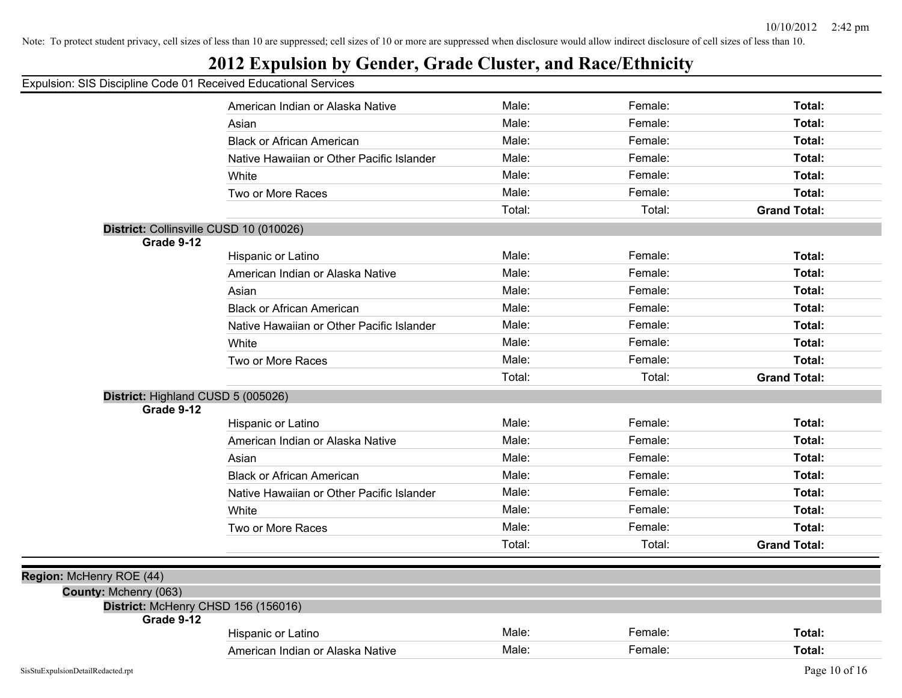Note: To protect student privacy, cell sizes of less than 10 are suppressed; cell sizes of 10 or more are suppressed when disclosure would allow indirect disclosure of cell sizes of less than 10.

# 2012 Expulsion by Gender, Grade Cluster, and Race/Ethnicity

Expulsion: SIS Discipline Code 01 Received Educational Services

| | | | | |
|---|---|---|---|---|
| | American Indian or Alaska Native | Male: | Female: | **Total:** |
| | Asian | Male: | Female: | **Total:** |
| | Black or African American | Male: | Female: | **Total:** |
| | Native Hawaiian or Other Pacific Islander | Male: | Female: | **Total:** |
| | White | Male: | Female: | **Total:** |
| | Two or More Races | Male: | Female: | **Total:** |
| | | Total: | Total: | **Grand Total:** |

**District:** Collinsville CUSD 10 (010026)

| **Grade 9-12** | | | | |
|---|---|---|---|---|
| | Hispanic or Latino | Male: | Female: | **Total:** |
| | American Indian or Alaska Native | Male: | Female: | **Total:** |
| | Asian | Male: | Female: | **Total:** |
| | Black or African American | Male: | Female: | **Total:** |
| | Native Hawaiian or Other Pacific Islander | Male: | Female: | **Total:** |
| | White | Male: | Female: | **Total:** |
| | Two or More Races | Male: | Female: | **Total:** |
| | | Total: | Total: | **Grand Total:** |

**District:** Highland CUSD 5 (005026)

| **Grade 9-12** | | | | |
|---|---|---|---|---|
| | Hispanic or Latino | Male: | Female: | **Total:** |
| | American Indian or Alaska Native | Male: | Female: | **Total:** |
| | Asian | Male: | Female: | **Total:** |
| | Black or African American | Male: | Female: | **Total:** |
| | Native Hawaiian or Other Pacific Islander | Male: | Female: | **Total:** |
| | White | Male: | Female: | **Total:** |
| | Two or More Races | Male: | Female: | **Total:** |
| | | Total: | Total: | **Grand Total:** |

**Region:** McHenry ROE (44)

**County:** Mchenry (063)

**District:** McHenry CHSD 156 (156016)

| **Grade 9-12** | | | | |
|---|---|---|---|---|
| | Hispanic or Latino | Male: | Female: | **Total:** |
| | American Indian or Alaska Native | Male: | Female: | **Total:** |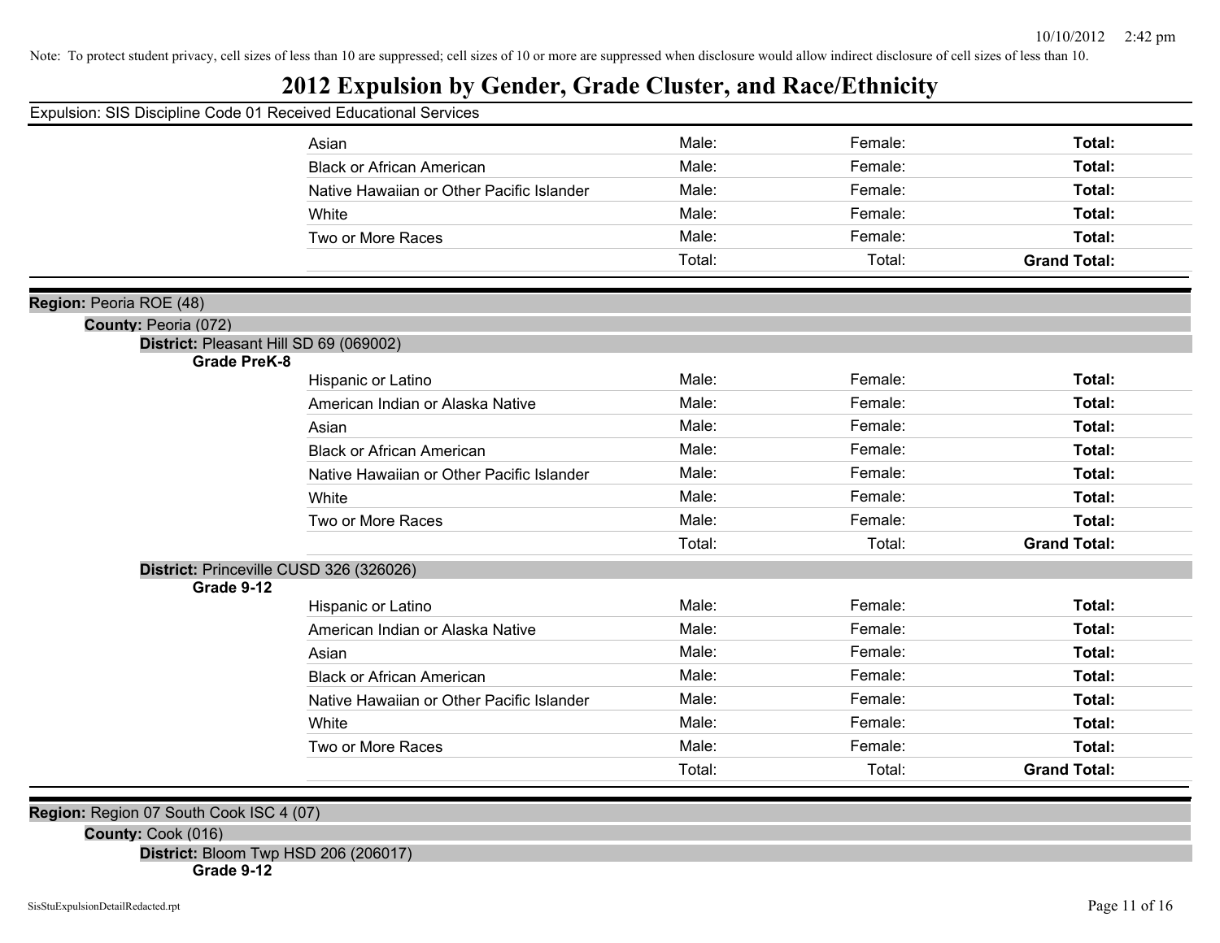Note: To protect student privacy, cell sizes of less than 10 are suppressed; cell sizes of 10 or more are suppressed when disclosure would allow indirect disclosure of cell sizes of less than 10.

# 2012 Expulsion by Gender, Grade Cluster, and Race/Ethnicity

Expulsion: SIS Discipline Code 01 Received Educational Services

| | | | | |
|---|---|---|---|---|
| | Asian | Male: | Female: | **Total:** |
| | Black or African American | Male: | Female: | **Total:** |
| | Native Hawaiian or Other Pacific Islander | Male: | Female: | **Total:** |
| | White | Male: | Female: | **Total:** |
| | Two or More Races | Male: | Female: | **Total:** |
| | | Total: | Total: | **Grand Total:** |

**Region:** Peoria ROE (48)

**County:** Peoria (072)

**District:** Pleasant Hill SD 69 (069002)

| **Grade PreK-8** | | | | |
|---|---|---|---|---|
| | Hispanic or Latino | Male: | Female: | **Total:** |
| | American Indian or Alaska Native | Male: | Female: | **Total:** |
| | Asian | Male: | Female: | **Total:** |
| | Black or African American | Male: | Female: | **Total:** |
| | Native Hawaiian or Other Pacific Islander | Male: | Female: | **Total:** |
| | White | Male: | Female: | **Total:** |
| | Two or More Races | Male: | Female: | **Total:** |
| | | Total: | Total: | **Grand Total:** |

**District:** Princeville CUSD 326 (326026)

| **Grade 9-12** | | | | |
|---|---|---|---|---|
| | Hispanic or Latino | Male: | Female: | **Total:** |
| | American Indian or Alaska Native | Male: | Female: | **Total:** |
| | Asian | Male: | Female: | **Total:** |
| | Black or African American | Male: | Female: | **Total:** |
| | Native Hawaiian or Other Pacific Islander | Male: | Female: | **Total:** |
| | White | Male: | Female: | **Total:** |
| | Two or More Races | Male: | Female: | **Total:** |
| | | Total: | Total: | **Grand Total:** |

**Region:** Region 07 South Cook ISC 4 (07)

**County:** Cook (016)

**District:** Bloom Twp HSD 206 (206017)

**Grade 9-12**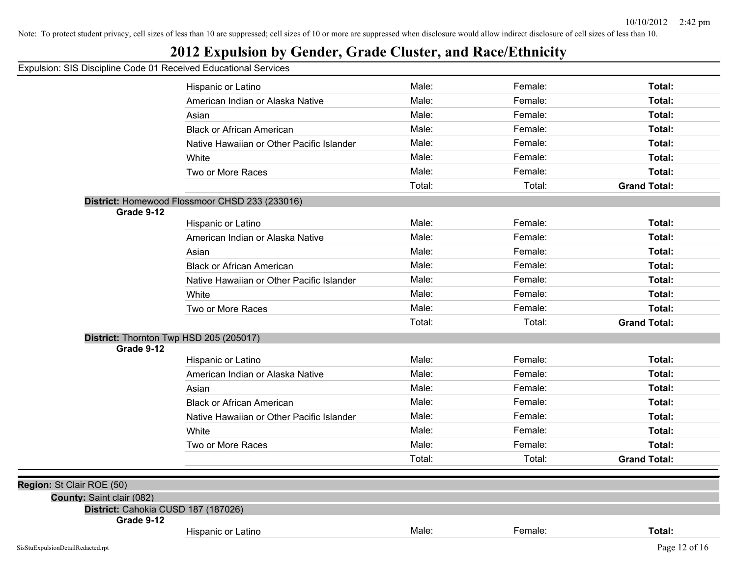Note: To protect student privacy, cell sizes of less than 10 are suppressed; cell sizes of 10 or more are suppressed when disclosure would allow indirect disclosure of cell sizes of less than 10.

# 2012 Expulsion by Gender, Grade Cluster, and Race/Ethnicity

Expulsion: SIS Discipline Code 01 Received Educational Services

| | | | |
|---|---|---|---|
| Hispanic or Latino | Male: | Female: | **Total:** |
| American Indian or Alaska Native | Male: | Female: | **Total:** |
| Asian | Male: | Female: | **Total:** |
| Black or African American | Male: | Female: | **Total:** |
| Native Hawaiian or Other Pacific Islander | Male: | Female: | **Total:** |
| White | Male: | Female: | **Total:** |
| Two or More Races | Male: | Female: | **Total:** |
| | Total: | Total: | **Grand Total:** |

**District:** Homewood Flossmoor CHSD 233 (233016)

**Grade 9-12**

| | | | |
|---|---|---|---|
| Hispanic or Latino | Male: | Female: | **Total:** |
| American Indian or Alaska Native | Male: | Female: | **Total:** |
| Asian | Male: | Female: | **Total:** |
| Black or African American | Male: | Female: | **Total:** |
| Native Hawaiian or Other Pacific Islander | Male: | Female: | **Total:** |
| White | Male: | Female: | **Total:** |
| Two or More Races | Male: | Female: | **Total:** |
| | Total: | Total: | **Grand Total:** |

**District:** Thornton Twp HSD 205 (205017)

**Grade 9-12**

| | | | |
|---|---|---|---|
| Hispanic or Latino | Male: | Female: | **Total:** |
| American Indian or Alaska Native | Male: | Female: | **Total:** |
| Asian | Male: | Female: | **Total:** |
| Black or African American | Male: | Female: | **Total:** |
| Native Hawaiian or Other Pacific Islander | Male: | Female: | **Total:** |
| White | Male: | Female: | **Total:** |
| Two or More Races | Male: | Female: | **Total:** |
| | Total: | Total: | **Grand Total:** |

**Region:** St Clair ROE (50)

**County:** Saint clair (082)

**District:** Cahokia CUSD 187 (187026)

**Grade 9-12**

| | | | |
|---|---|---|---|
| Hispanic or Latino | Male: | Female: | **Total:** |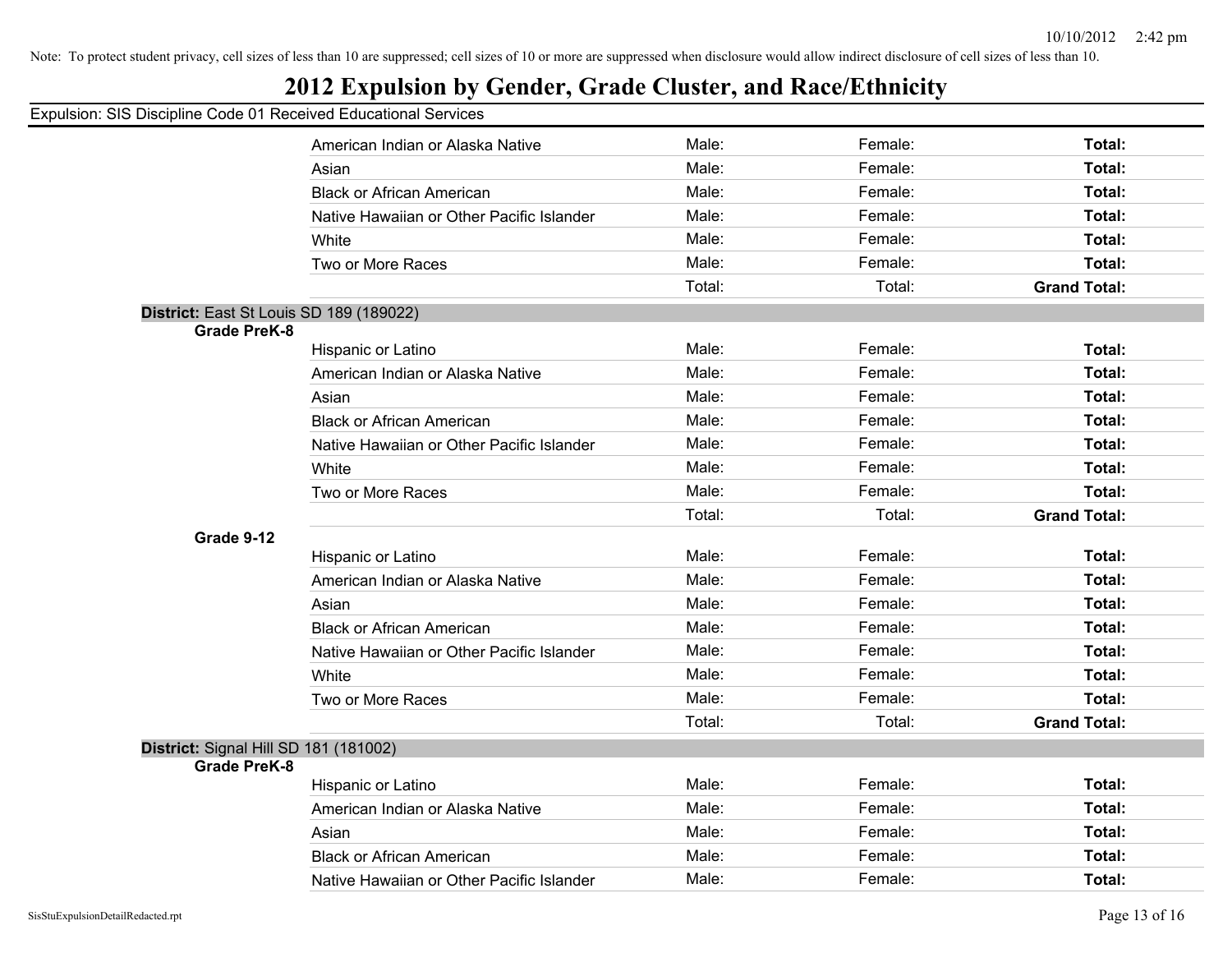Note: To protect student privacy, cell sizes of less than 10 are suppressed; cell sizes of 10 or more are suppressed when disclosure would allow indirect disclosure of cell sizes of less than 10.

# 2012 Expulsion by Gender, Grade Cluster, and Race/Ethnicity

Expulsion: SIS Discipline Code 01 Received Educational Services

| | | | | |
|---|---|---|---|---|
| | American Indian or Alaska Native | Male: | Female: | **Total:** |
| | Asian | Male: | Female: | **Total:** |
| | Black or African American | Male: | Female: | **Total:** |
| | Native Hawaiian or Other Pacific Islander | Male: | Female: | **Total:** |
| | White | Male: | Female: | **Total:** |
| | Two or More Races | Male: | Female: | **Total:** |
| | | Total: | Total: | **Grand Total:** |

**District:** East St Louis SD 189 (189022)

| | | | | |
|---|---|---|---|---|
| **Grade PreK-8** | | | | |
| | Hispanic or Latino | Male: | Female: | **Total:** |
| | American Indian or Alaska Native | Male: | Female: | **Total:** |
| | Asian | Male: | Female: | **Total:** |
| | Black or African American | Male: | Female: | **Total:** |
| | Native Hawaiian or Other Pacific Islander | Male: | Female: | **Total:** |
| | White | Male: | Female: | **Total:** |
| | Two or More Races | Male: | Female: | **Total:** |
| | | Total: | Total: | **Grand Total:** |
| **Grade 9-12** | | | | |
| | Hispanic or Latino | Male: | Female: | **Total:** |
| | American Indian or Alaska Native | Male: | Female: | **Total:** |
| | Asian | Male: | Female: | **Total:** |
| | Black or African American | Male: | Female: | **Total:** |
| | Native Hawaiian or Other Pacific Islander | Male: | Female: | **Total:** |
| | White | Male: | Female: | **Total:** |
| | Two or More Races | Male: | Female: | **Total:** |
| | | Total: | Total: | **Grand Total:** |

**District:** Signal Hill SD 181 (181002)

| | | | | |
|---|---|---|---|---|
| **Grade PreK-8** | | | | |
| | Hispanic or Latino | Male: | Female: | **Total:** |
| | American Indian or Alaska Native | Male: | Female: | **Total:** |
| | Asian | Male: | Female: | **Total:** |
| | Black or African American | Male: | Female: | **Total:** |
| | Native Hawaiian or Other Pacific Islander | Male: | Female: | **Total:** |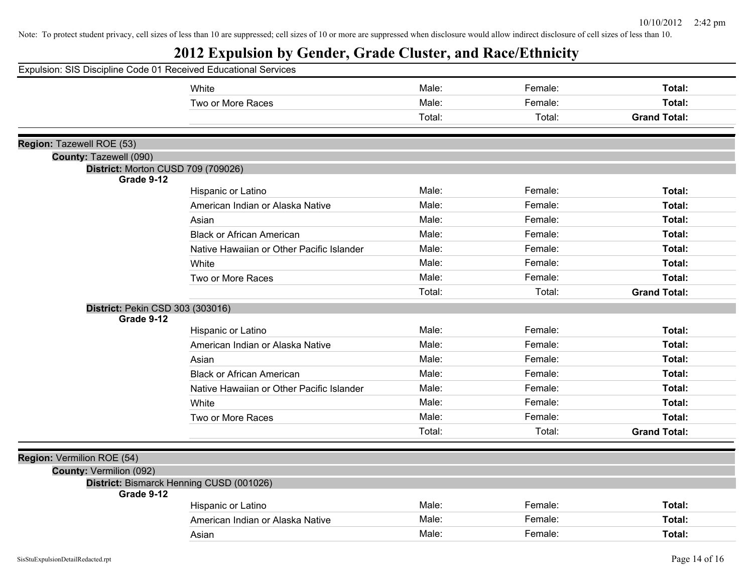Note: To protect student privacy, cell sizes of less than 10 are suppressed; cell sizes of 10 or more are suppressed when disclosure would allow indirect disclosure of cell sizes of less than 10.

# 2012 Expulsion by Gender, Grade Cluster, and Race/Ethnicity

Expulsion: SIS Discipline Code 01 Received Educational Services

| | | | | |
|---|---|---|---|---|
| | White | Male: | Female: | **Total:** |
| | Two or More Races | Male: | Female: | **Total:** |
| | | Total: | Total: | **Grand Total:** |

**Region:** Tazewell ROE (53)

**County:** Tazewell (090)

**District:** Morton CUSD 709 (709026)

| Grade 9-12 | | | | |
|---|---|---|---|---|
| | Hispanic or Latino | Male: | Female: | **Total:** |
| | American Indian or Alaska Native | Male: | Female: | **Total:** |
| | Asian | Male: | Female: | **Total:** |
| | Black or African American | Male: | Female: | **Total:** |
| | Native Hawaiian or Other Pacific Islander | Male: | Female: | **Total:** |
| | White | Male: | Female: | **Total:** |
| | Two or More Races | Male: | Female: | **Total:** |
| | | Total: | Total: | **Grand Total:** |

**District:** Pekin CSD 303 (303016)

| Grade 9-12 | | | | |
|---|---|---|---|---|
| | Hispanic or Latino | Male: | Female: | **Total:** |
| | American Indian or Alaska Native | Male: | Female: | **Total:** |
| | Asian | Male: | Female: | **Total:** |
| | Black or African American | Male: | Female: | **Total:** |
| | Native Hawaiian or Other Pacific Islander | Male: | Female: | **Total:** |
| | White | Male: | Female: | **Total:** |
| | Two or More Races | Male: | Female: | **Total:** |
| | | Total: | Total: | **Grand Total:** |

**Region:** Vermilion ROE (54)

**County:** Vermilion (092)

**District:** Bismarck Henning CUSD (001026)

| Grade 9-12 | | | | |
|---|---|---|---|---|
| | Hispanic or Latino | Male: | Female: | **Total:** |
| | American Indian or Alaska Native | Male: | Female: | **Total:** |
| | Asian | Male: | Female: | **Total:** |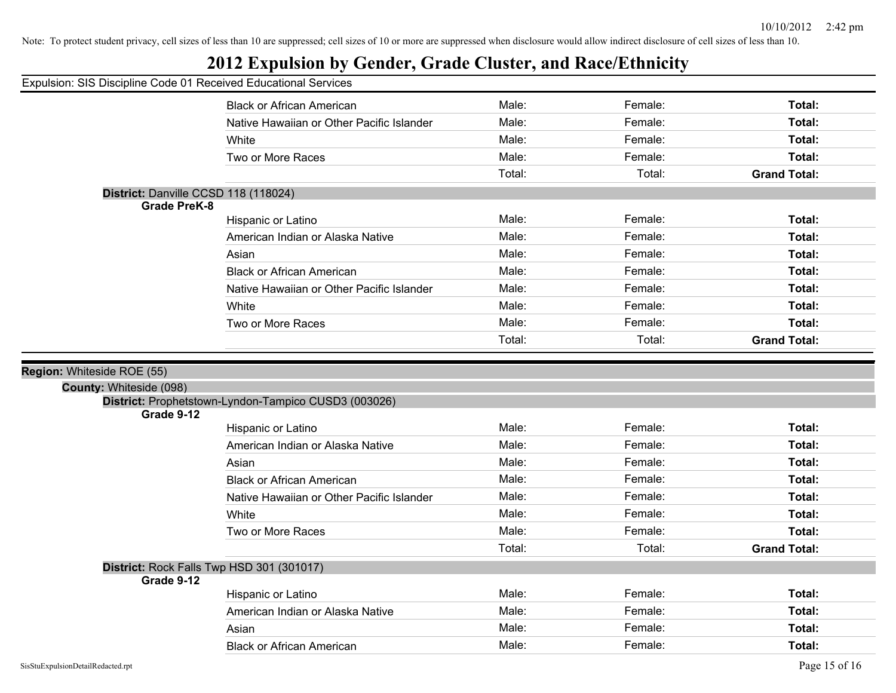Note: To protect student privacy, cell sizes of less than 10 are suppressed; cell sizes of 10 or more are suppressed when disclosure would allow indirect disclosure of cell sizes of less than 10.

# 2012 Expulsion by Gender, Grade Cluster, and Race/Ethnicity

Expulsion: SIS Discipline Code 01 Received Educational Services

| | | | |
|---|---|---|---|
| Black or African American | Male: | Female: | **Total:** |
| Native Hawaiian or Other Pacific Islander | Male: | Female: | **Total:** |
| White | Male: | Female: | **Total:** |
| Two or More Races | Male: | Female: | **Total:** |
| | Total: | Total: | **Grand Total:** |

**District:** Danville CCSD 118 (118024)

**Grade PreK-8**

| | | | |
|---|---|---|---|
| Hispanic or Latino | Male: | Female: | **Total:** |
| American Indian or Alaska Native | Male: | Female: | **Total:** |
| Asian | Male: | Female: | **Total:** |
| Black or African American | Male: | Female: | **Total:** |
| Native Hawaiian or Other Pacific Islander | Male: | Female: | **Total:** |
| White | Male: | Female: | **Total:** |
| Two or More Races | Male: | Female: | **Total:** |
| | Total: | Total: | **Grand Total:** |

**Region:** Whiteside ROE (55)

**County:** Whiteside (098)

**District:** Prophetstown-Lyndon-Tampico CUSD3 (003026)

**Grade 9-12**

| | | | |
|---|---|---|---|
| Hispanic or Latino | Male: | Female: | **Total:** |
| American Indian or Alaska Native | Male: | Female: | **Total:** |
| Asian | Male: | Female: | **Total:** |
| Black or African American | Male: | Female: | **Total:** |
| Native Hawaiian or Other Pacific Islander | Male: | Female: | **Total:** |
| White | Male: | Female: | **Total:** |
| Two or More Races | Male: | Female: | **Total:** |
| | Total: | Total: | **Grand Total:** |

**District:** Rock Falls Twp HSD 301 (301017)

**Grade 9-12**

| | | | |
|---|---|---|---|
| Hispanic or Latino | Male: | Female: | **Total:** |
| American Indian or Alaska Native | Male: | Female: | **Total:** |
| Asian | Male: | Female: | **Total:** |
| Black or African American | Male: | Female: | **Total:** |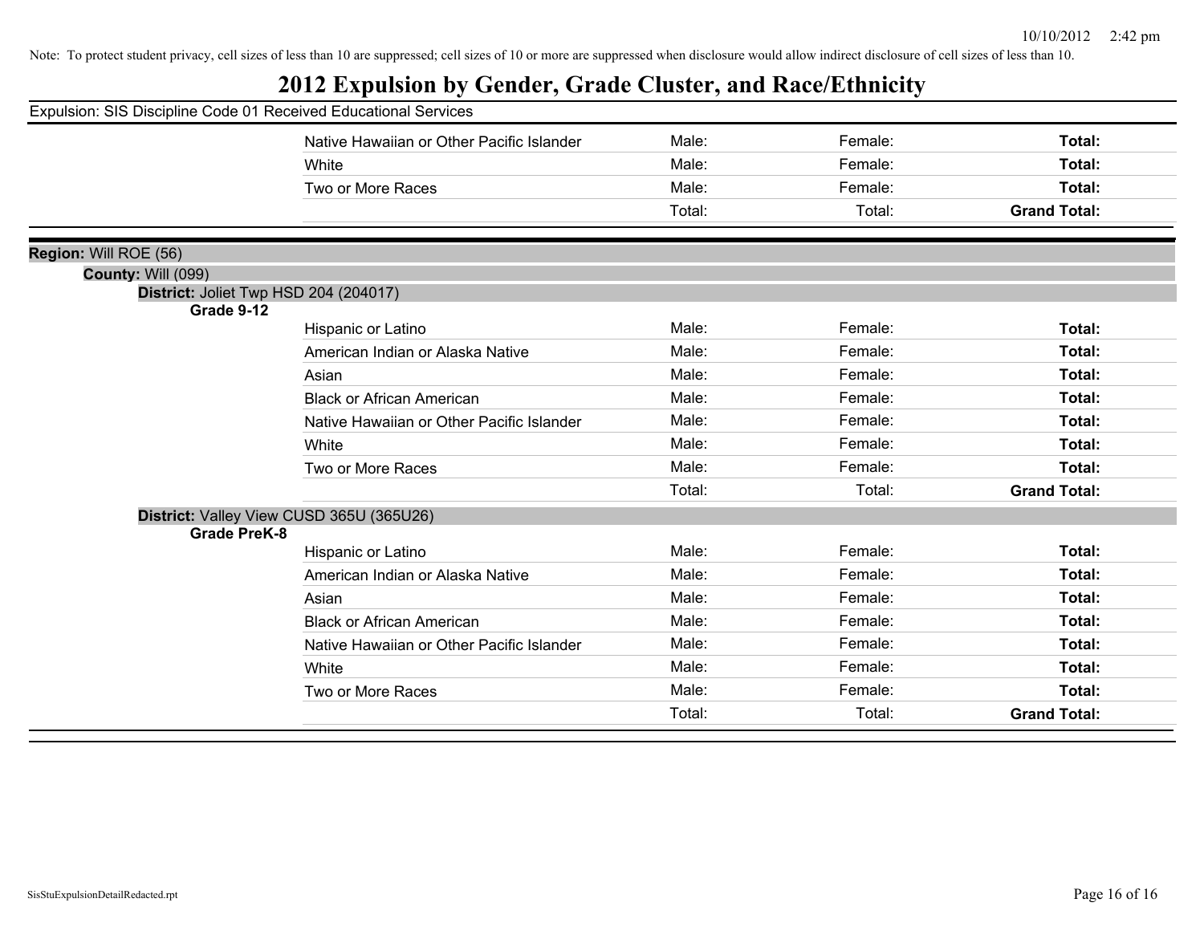Note: To protect student privacy, cell sizes of less than 10 are suppressed; cell sizes of 10 or more are suppressed when disclosure would allow indirect disclosure of cell sizes of less than 10.

# 2012 Expulsion by Gender, Grade Cluster, and Race/Ethnicity

Expulsion: SIS Discipline Code 01 Received Educational Services

| | | | | |
|---|---|---|---|---|
| | Native Hawaiian or Other Pacific Islander | Male: | Female: | **Total:** |
| | White | Male: | Female: | **Total:** |
| | Two or More Races | Male: | Female: | **Total:** |
| | | Total: | Total: | **Grand Total:** |

**Region:** Will ROE (56)

**County:** Will (099)

**District:** Joliet Twp HSD 204 (204017)

| **Grade 9-12** | | | | |
|---|---|---|---|---|
| | Hispanic or Latino | Male: | Female: | **Total:** |
| | American Indian or Alaska Native | Male: | Female: | **Total:** |
| | Asian | Male: | Female: | **Total:** |
| | Black or African American | Male: | Female: | **Total:** |
| | Native Hawaiian or Other Pacific Islander | Male: | Female: | **Total:** |
| | White | Male: | Female: | **Total:** |
| | Two or More Races | Male: | Female: | **Total:** |
| | | Total: | Total: | **Grand Total:** |

**District:** Valley View CUSD 365U (365U26)

| **Grade PreK-8** | | | | |
|---|---|---|---|---|
| | Hispanic or Latino | Male: | Female: | **Total:** |
| | American Indian or Alaska Native | Male: | Female: | **Total:** |
| | Asian | Male: | Female: | **Total:** |
| | Black or African American | Male: | Female: | **Total:** |
| | Native Hawaiian or Other Pacific Islander | Male: | Female: | **Total:** |
| | White | Male: | Female: | **Total:** |
| | Two or More Races | Male: | Female: | **Total:** |
| | | Total: | Total: | **Grand Total:** |